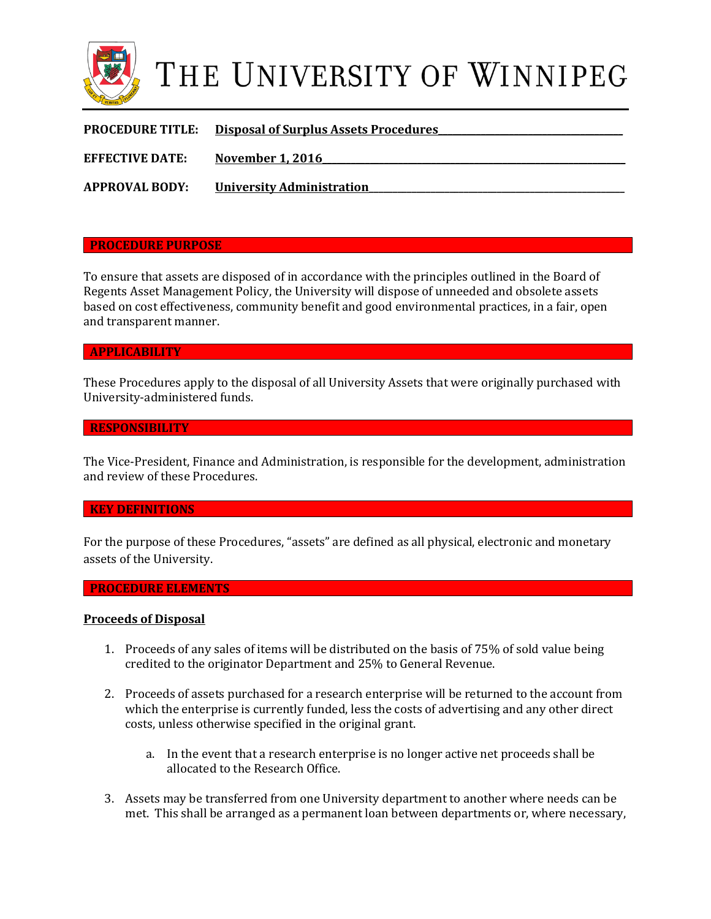# THE UNIVERSITY OF WINNIPEG

**PROCEDURE TITLE:** **Disposal of Surplus Assets Procedures**

**EFFECTIVE DATE:** **November 1, 2016**

**APPROVAL BODY:** **University Administration**

## PROCEDURE PURPOSE

To ensure that assets are disposed of in accordance with the principles outlined in the Board of Regents Asset Management Policy, the University will dispose of unneeded and obsolete assets based on cost effectiveness, community benefit and good environmental practices, in a fair, open and transparent manner.

## APPLICABILITY

These Procedures apply to the disposal of all University Assets that were originally purchased with University-administered funds.

## RESPONSIBILITY

The Vice-President, Finance and Administration, is responsible for the development, administration and review of these Procedures.

## KEY DEFINITIONS

For the purpose of these Procedures, "assets" are defined as all physical, electronic and monetary assets of the University.

## PROCEDURE ELEMENTS

### Proceeds of Disposal

1. Proceeds of any sales of items will be distributed on the basis of 75% of sold value being credited to the originator Department and 25% to General Revenue.

2. Proceeds of assets purchased for a research enterprise will be returned to the account from which the enterprise is currently funded, less the costs of advertising and any other direct costs, unless otherwise specified in the original grant.

   a. In the event that a research enterprise is no longer active net proceeds shall be allocated to the Research Office.

3. Assets may be transferred from one University department to another where needs can be met. This shall be arranged as a permanent loan between departments or, where necessary,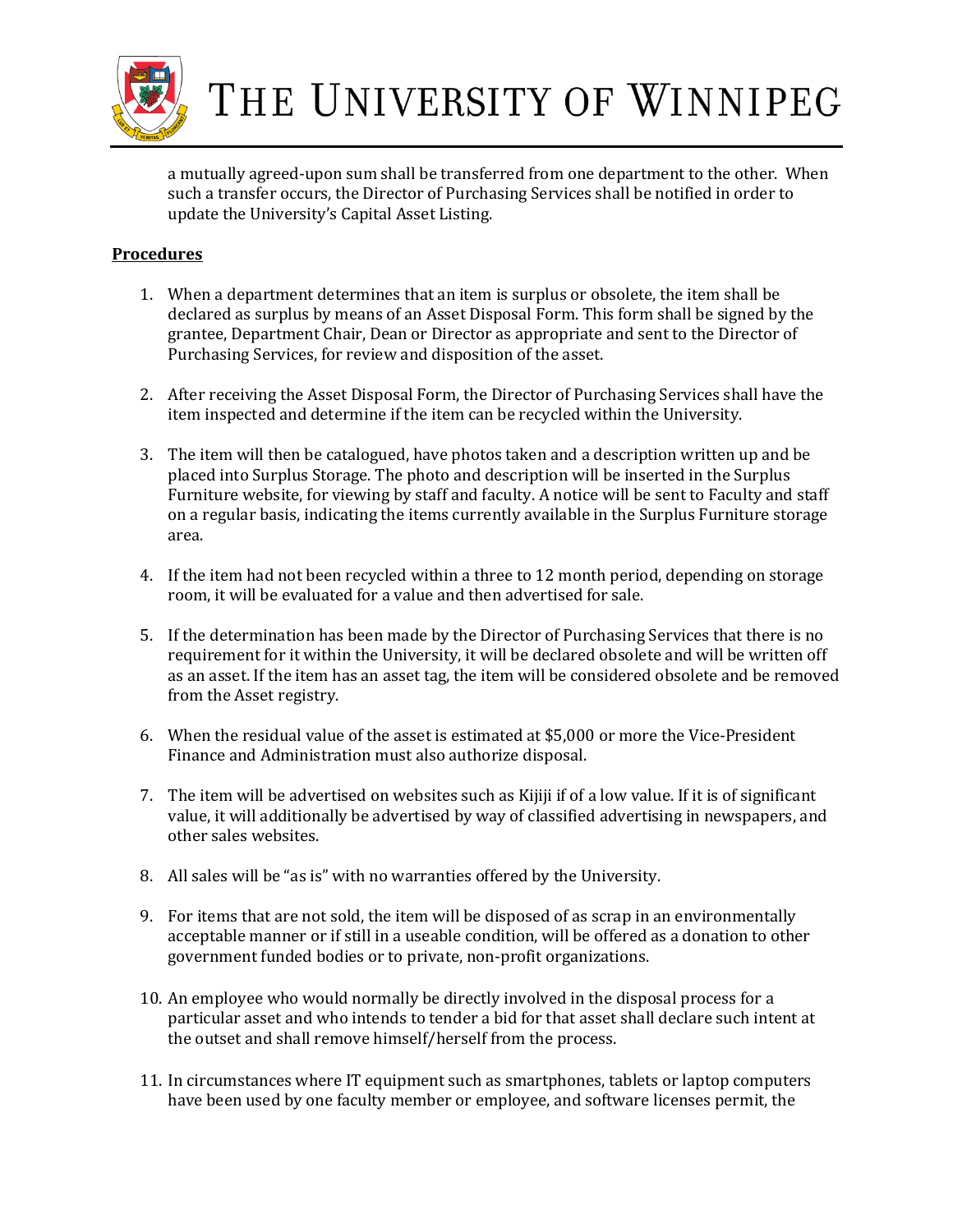a mutually agreed-upon sum shall be transferred from one department to the other. When such a transfer occurs, the Director of Purchasing Services shall be notified in order to update the University's Capital Asset Listing.

**Procedures**

1. When a department determines that an item is surplus or obsolete, the item shall be declared as surplus by means of an Asset Disposal Form. This form shall be signed by the grantee, Department Chair, Dean or Director as appropriate and sent to the Director of Purchasing Services, for review and disposition of the asset.

2. After receiving the Asset Disposal Form, the Director of Purchasing Services shall have the item inspected and determine if the item can be recycled within the University.

3. The item will then be catalogued, have photos taken and a description written up and be placed into Surplus Storage. The photo and description will be inserted in the Surplus Furniture website, for viewing by staff and faculty. A notice will be sent to Faculty and staff on a regular basis, indicating the items currently available in the Surplus Furniture storage area.

4. If the item had not been recycled within a three to 12 month period, depending on storage room, it will be evaluated for a value and then advertised for sale.

5. If the determination has been made by the Director of Purchasing Services that there is no requirement for it within the University, it will be declared obsolete and will be written off as an asset. If the item has an asset tag, the item will be considered obsolete and be removed from the Asset registry.

6. When the residual value of the asset is estimated at $5,000 or more the Vice-President Finance and Administration must also authorize disposal.

7. The item will be advertised on websites such as Kijiji if of a low value. If it is of significant value, it will additionally be advertised by way of classified advertising in newspapers, and other sales websites.

8. All sales will be "as is" with no warranties offered by the University.

9. For items that are not sold, the item will be disposed of as scrap in an environmentally acceptable manner or if still in a useable condition, will be offered as a donation to other government funded bodies or to private, non-profit organizations.

10. An employee who would normally be directly involved in the disposal process for a particular asset and who intends to tender a bid for that asset shall declare such intent at the outset and shall remove himself/herself from the process.

11. In circumstances where IT equipment such as smartphones, tablets or laptop computers have been used by one faculty member or employee, and software licenses permit, the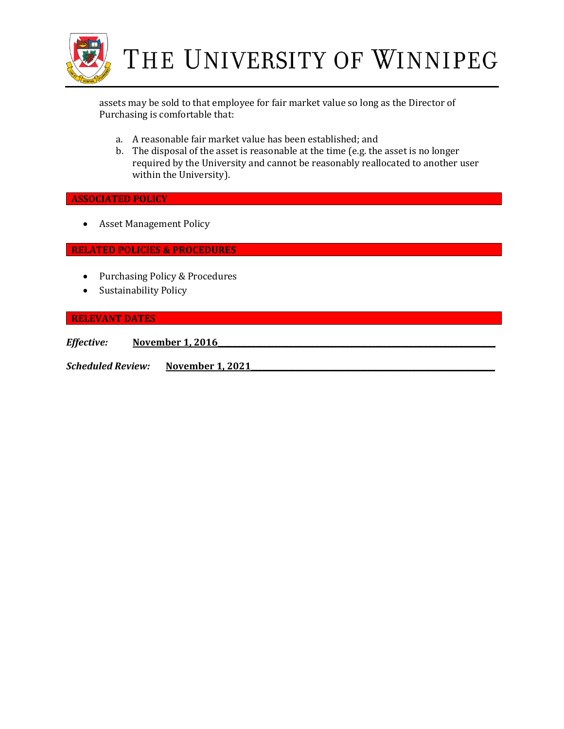assets may be sold to that employee for fair market value so long as the Director of Purchasing is comfortable that:

a. A reasonable fair market value has been established; and
b. The disposal of the asset is reasonable at the time (e.g. the asset is no longer required by the University and cannot be reasonably reallocated to another user within the University).

## ASSOCIATED POLICY

- Asset Management Policy

## RELATED POLICIES & PROCEDURES

- Purchasing Policy & Procedures
- Sustainability Policy

## RELEVANT DATES

***Effective:*** **November 1, 2016**

***Scheduled Review:*** **November 1, 2021**